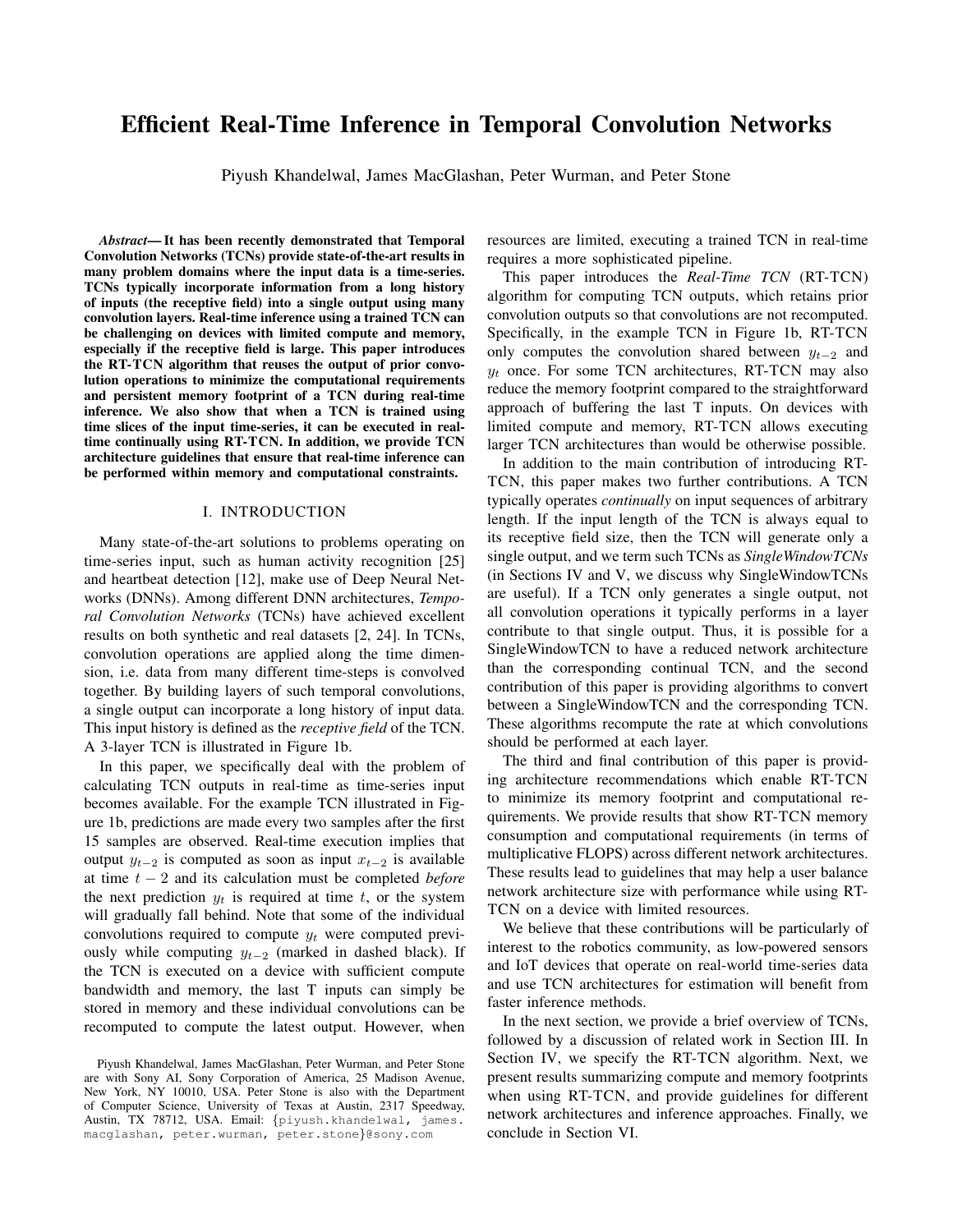# Efficient Real-Time Inference in Temporal Convolution Networks

Piyush Khandelwal, James MacGlashan, Peter Wurman, and Peter Stone

***Abstract*— It has been recently demonstrated that Temporal Convolution Networks (TCNs) provide state-of-the-art results in many problem domains where the input data is a time-series. TCNs typically incorporate information from a long history of inputs (the receptive field) into a single output using many convolution layers. Real-time inference using a trained TCN can be challenging on devices with limited compute and memory, especially if the receptive field is large. This paper introduces the RT-TCN algorithm that reuses the output of prior convolution operations to minimize the computational requirements and persistent memory footprint of a TCN during real-time inference. We also show that when a TCN is trained using time slices of the input time-series, it can be executed in real-time continually using RT-TCN. In addition, we provide TCN architecture guidelines that ensure that real-time inference can be performed within memory and computational constraints.**

## I. INTRODUCTION

Many state-of-the-art solutions to problems operating on time-series input, such as human activity recognition [25] and heartbeat detection [12], make use of Deep Neural Networks (DNNs). Among different DNN architectures, *Temporal Convolution Networks* (TCNs) have achieved excellent results on both synthetic and real datasets [2, 24]. In TCNs, convolution operations are applied along the time dimension, i.e. data from many different time-steps is convolved together. By building layers of such temporal convolutions, a single output can incorporate a long history of input data. This input history is defined as the *receptive field* of the TCN. A 3-layer TCN is illustrated in Figure 1b.

In this paper, we specifically deal with the problem of calculating TCN outputs in real-time as time-series input becomes available. For the example TCN illustrated in Figure 1b, predictions are made every two samples after the first 15 samples are observed. Real-time execution implies that output $y_{t-2}$ is computed as soon as input $x_{t-2}$ is available at time $t-2$ and its calculation must be completed *before* the next prediction $y_t$ is required at time $t$, or the system will gradually fall behind. Note that some of the individual convolutions required to compute $y_t$ were computed previously while computing $y_{t-2}$ (marked in dashed black). If the TCN is executed on a device with sufficient compute bandwidth and memory, the last T inputs can simply be stored in memory and these individual convolutions can be recomputed to compute the latest output. However, when resources are limited, executing a trained TCN in real-time requires a more sophisticated pipeline.

This paper introduces the *Real-Time TCN* (RT-TCN) algorithm for computing TCN outputs, which retains prior convolution outputs so that convolutions are not recomputed. Specifically, in the example TCN in Figure 1b, RT-TCN only computes the convolution shared between $y_{t-2}$ and $y_t$ once. For some TCN architectures, RT-TCN may also reduce the memory footprint compared to the straightforward approach of buffering the last T inputs. On devices with limited compute and memory, RT-TCN allows executing larger TCN architectures than would be otherwise possible.

In addition to the main contribution of introducing RT-TCN, this paper makes two further contributions. A TCN typically operates *continually* on input sequences of arbitrary length. If the input length of the TCN is always equal to its receptive field size, then the TCN will generate only a single output, and we term such TCNs as *SingleWindowTCNs* (in Sections IV and V, we discuss why SingleWindowTCNs are useful). If a TCN only generates a single output, not all convolution operations it typically performs in a layer contribute to that single output. Thus, it is possible for a SingleWindowTCN to have a reduced network architecture than the corresponding continual TCN, and the second contribution of this paper is providing algorithms to convert between a SingleWindowTCN and the corresponding TCN. These algorithms recompute the rate at which convolutions should be performed at each layer.

The third and final contribution of this paper is providing architecture recommendations which enable RT-TCN to minimize its memory footprint and computational requirements. We provide results that show RT-TCN memory consumption and computational requirements (in terms of multiplicative FLOPS) across different network architectures. These results lead to guidelines that may help a user balance network architecture size with performance while using RT-TCN on a device with limited resources.

We believe that these contributions will be particularly of interest to the robotics community, as low-powered sensors and IoT devices that operate on real-world time-series data and use TCN architectures for estimation will benefit from faster inference methods.

In the next section, we provide a brief overview of TCNs, followed by a discussion of related work in Section III. In Section IV, we specify the RT-TCN algorithm. Next, we present results summarizing compute and memory footprints when using RT-TCN, and provide guidelines for different network architectures and inference approaches. Finally, we conclude in Section VI.

Piyush Khandelwal, James MacGlashan, Peter Wurman, and Peter Stone are with Sony AI, Sony Corporation of America, 25 Madison Avenue, New York, NY 10010, USA. Peter Stone is also with the Department of Computer Science, University of Texas at Austin, 2317 Speedway, Austin, TX 78712, USA. Email: {piyush.khandelwal, james.macglashan, peter.wurman, peter.stone}@sony.com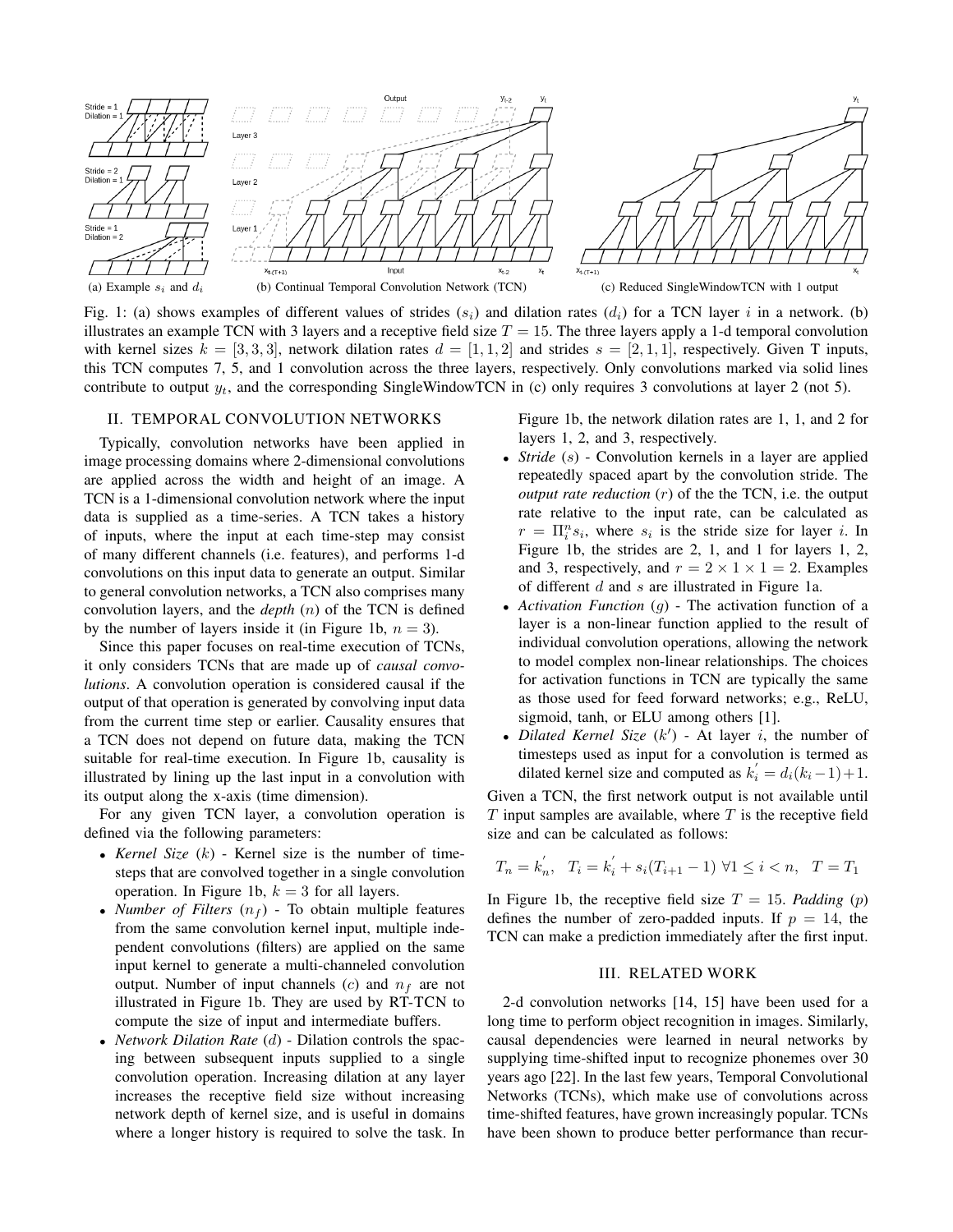(a) Example $s_i$ and $d_i$ (b) Continual Temporal Convolution Network (TCN) (c) Reduced SingleWindowTCN with 1 output

Fig. 1: (a) shows examples of different values of strides ($s_i$) and dilation rates ($d_i$) for a TCN layer $i$ in a network. (b) illustrates an example TCN with 3 layers and a receptive field size $T = 15$. The three layers apply a 1-d temporal convolution with kernel sizes $k = [3, 3, 3]$, network dilation rates $d = [1, 1, 2]$ and strides $s = [2, 1, 1]$, respectively. Given T inputs, this TCN computes 7, 5, and 1 convolution across the three layers, respectively. Only convolutions marked via solid lines contribute to output $y_t$, and the corresponding SingleWindowTCN in (c) only requires 3 convolutions at layer 2 (not 5).

## II. Temporal Convolution Networks

Typically, convolution networks have been applied in image processing domains where 2-dimensional convolutions are applied across the width and height of an image. A TCN is a 1-dimensional convolution network where the input data is supplied as a time-series. A TCN takes a history of inputs, where the input at each time-step may consist of many different channels (i.e. features), and performs 1-d convolutions on this input data to generate an output. Similar to general convolution networks, a TCN also comprises many convolution layers, and the *depth* ($n$) of the TCN is defined by the number of layers inside it (in Figure 1b, $n = 3$).

Since this paper focuses on real-time execution of TCNs, it only considers TCNs that are made up of *causal convolutions*. A convolution operation is considered causal if the output of that operation is generated by convolving input data from the current time step or earlier. Causality ensures that a TCN does not depend on future data, making the TCN suitable for real-time execution. In Figure 1b, causality is illustrated by lining up the last input in a convolution with its output along the x-axis (time dimension).

For any given TCN layer, a convolution operation is defined via the following parameters:

- *Kernel Size* ($k$) - Kernel size is the number of timesteps that are convolved together in a single convolution operation. In Figure 1b, $k = 3$ for all layers.
- *Number of Filters* ($n_f$) - To obtain multiple features from the same convolution kernel input, multiple independent convolutions (filters) are applied on the same input kernel to generate a multi-channeled convolution output. Number of input channels ($c$) and $n_f$ are not illustrated in Figure 1b. They are used by RT-TCN to compute the size of input and intermediate buffers.
- *Network Dilation Rate* ($d$) - Dilation controls the spacing between subsequent inputs supplied to a single convolution operation. Increasing dilation at any layer increases the receptive field size without increasing network depth of kernel size, and is useful in domains where a longer history is required to solve the task. In Figure 1b, the network dilation rates are 1, 1, and 2 for layers 1, 2, and 3, respectively.
- *Stride* ($s$) - Convolution kernels in a layer are applied repeatedly spaced apart by the convolution stride. The *output rate reduction* ($r$) of the the TCN, i.e. the output rate relative to the input rate, can be calculated as $r = \Pi_i^n s_i$, where $s_i$ is the stride size for layer $i$. In Figure 1b, the strides are 2, 1, and 1 for layers 1, 2, and 3, respectively, and $r = 2 \times 1 \times 1 = 2$. Examples of different $d$ and $s$ are illustrated in Figure 1a.
- *Activation Function* ($g$) - The activation function of a layer is a non-linear function applied to the result of individual convolution operations, allowing the network to model complex non-linear relationships. The choices for activation functions in TCN are typically the same as those used for feed forward networks; e.g., ReLU, sigmoid, tanh, or ELU among others [1].
- *Dilated Kernel Size* ($k'$) - At layer $i$, the number of timesteps used as input for a convolution is termed as dilated kernel size and computed as $k_i^{'} = d_i(k_i - 1) + 1$.

Given a TCN, the first network output is not available until $T$ input samples are available, where $T$ is the receptive field size and can be calculated as follows:

$$T_n = k_n^{'}, \quad T_i = k_i^{'} + s_i(T_{i+1} - 1) \; \forall 1 \le i < n, \quad T = T_1$$

In Figure 1b, the receptive field size $T = 15$. *Padding* ($p$) defines the number of zero-padded inputs. If $p = 14$, the TCN can make a prediction immediately after the first input.

## III. Related Work

2-d convolution networks [14, 15] have been used for a long time to perform object recognition in images. Similarly, causal dependencies were learned in neural networks by supplying time-shifted input to recognize phonemes over 30 years ago [22]. In the last few years, Temporal Convolutional Networks (TCNs), which make use of convolutions across time-shifted features, have grown increasingly popular. TCNs have been shown to produce better performance than recur-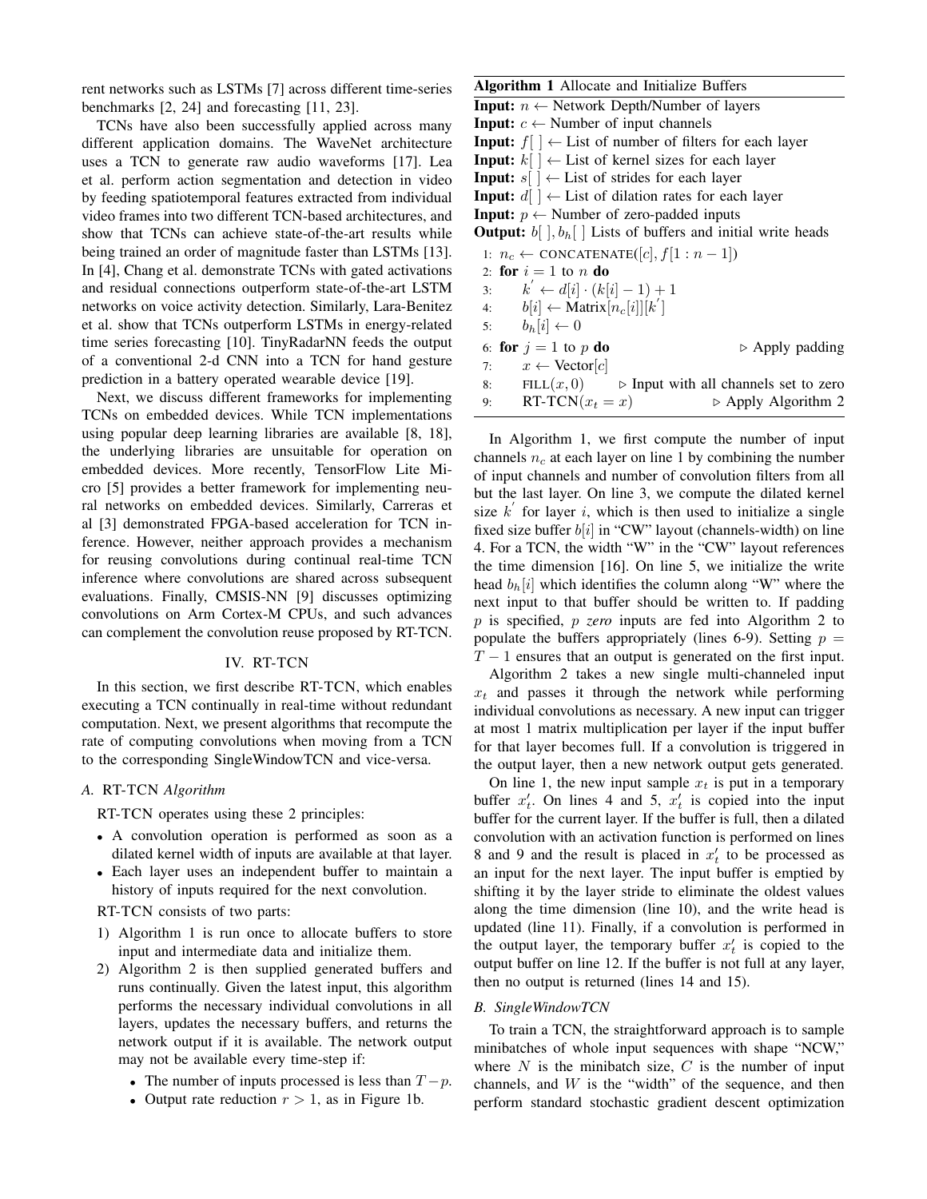rent networks such as LSTMs [7] across different time-series benchmarks [2, 24] and forecasting [11, 23].

TCNs have also been successfully applied across many different application domains. The WaveNet architecture uses a TCN to generate raw audio waveforms [17]. Lea et al. perform action segmentation and detection in video by feeding spatiotemporal features extracted from individual video frames into two different TCN-based architectures, and show that TCNs can achieve state-of-the-art results while being trained an order of magnitude faster than LSTMs [13]. In [4], Chang et al. demonstrate TCNs with gated activations and residual connections outperform state-of-the-art LSTM networks on voice activity detection. Similarly, Lara-Benitez et al. show that TCNs outperform LSTMs in energy-related time series forecasting [10]. TinyRadarNN feeds the output of a conventional 2-d CNN into a TCN for hand gesture prediction in a battery operated wearable device [19].

Next, we discuss different frameworks for implementing TCNs on embedded devices. While TCN implementations using popular deep learning libraries are available [8, 18], the underlying libraries are unsuitable for operation on embedded devices. More recently, TensorFlow Lite Micro [5] provides a better framework for implementing neural networks on embedded devices. Similarly, Carreras et al [3] demonstrated FPGA-based acceleration for TCN inference. However, neither approach provides a mechanism for reusing convolutions during continual real-time TCN inference where convolutions are shared across subsequent evaluations. Finally, CMSIS-NN [9] discusses optimizing convolutions on Arm Cortex-M CPUs, and such advances can complement the convolution reuse proposed by RT-TCN.

## IV. RT-TCN

In this section, we first describe RT-TCN, which enables executing a TCN continually in real-time without redundant computation. Next, we present algorithms that recompute the rate of computing convolutions when moving from a TCN to the corresponding SingleWindowTCN and vice-versa.

### A. *RT-TCN Algorithm*

RT-TCN operates using these 2 principles:

- A convolution operation is performed as soon as a dilated kernel width of inputs are available at that layer.
- Each layer uses an independent buffer to maintain a history of inputs required for the next convolution.

RT-TCN consists of two parts:

1) Algorithm 1 is run once to allocate buffers to store input and intermediate data and initialize them.
2) Algorithm 2 is then supplied generated buffers and runs continually. Given the latest input, this algorithm performs the necessary individual convolutions in all layers, updates the necessary buffers, and returns the network output if it is available. The network output may not be available every time-step if:
   - The number of inputs processed is less than $T-p$.
   - Output rate reduction $r > 1$, as in Figure 1b.

**Algorithm 1** Allocate and Initialize Buffers

**Input:** $n \leftarrow$ Network Depth/Number of layers
**Input:** $c \leftarrow$ Number of input channels
**Input:** $f[\ ] \leftarrow$ List of number of filters for each layer
**Input:** $k[\ ] \leftarrow$ List of kernel sizes for each layer
**Input:** $s[\ ] \leftarrow$ List of strides for each layer
**Input:** $d[\ ] \leftarrow$ List of dilation rates for each layer
**Input:** $p \leftarrow$ Number of zero-padded inputs
**Output:** $b[\ ], b_h[\ ]$ Lists of buffers and initial write heads

```
1: n_c ← CONCATENATE([c], f[1 : n − 1])
2: for i = 1 to n do
3:     k' ← d[i] · (k[i] − 1) + 1
4:     b[i] ← Matrix[n_c[i]][k']
5:     b_h[i] ← 0
6: for j = 1 to p do                          ▷ Apply padding
7:     x ← Vector[c]
8:     FILL(x, 0)       ▷ Input with all channels set to zero
9:     RT-TCN(x_t = x)                        ▷ Apply Algorithm 2
```

In Algorithm 1, we first compute the number of input channels $n_c$ at each layer on line 1 by combining the number of input channels and number of convolution filters from all but the last layer. On line 3, we compute the dilated kernel size $k'$ for layer $i$, which is then used to initialize a single fixed size buffer $b[i]$ in "CW" layout (channels-width) on line 4. For a TCN, the width "W" in the "CW" layout references the time dimension [16]. On line 5, we initialize the write head $b_h[i]$ which identifies the column along "W" where the next input to that buffer should be written to. If padding $p$ is specified, $p$ *zero* inputs are fed into Algorithm 2 to populate the buffers appropriately (lines 6-9). Setting $p = T - 1$ ensures that an output is generated on the first input.

Algorithm 2 takes a new single multi-channeled input $x_t$ and passes it through the network while performing individual convolutions as necessary. A new input can trigger at most 1 matrix multiplication per layer if the input buffer for that layer becomes full. If a convolution is triggered in the output layer, then a new network output gets generated.

On line 1, the new input sample $x_t$ is put in a temporary buffer $x'_t$. On lines 4 and 5, $x'_t$ is copied into the input buffer for the current layer. If the buffer is full, then a dilated convolution with an activation function is performed on lines 8 and 9 and the result is placed in $x'_t$ to be processed as an input for the next layer. The input buffer is emptied by shifting it by the layer stride to eliminate the oldest values along the time dimension (line 10), and the write head is updated (line 11). Finally, if a convolution is performed in the output layer, the temporary buffer $x'_t$ is copied to the output buffer on line 12. If the buffer is not full at any layer, then no output is returned (lines 14 and 15).

### B. *SingleWindowTCN*

To train a TCN, the straightforward approach is to sample minibatches of whole input sequences with shape "NCW," where $N$ is the minibatch size, $C$ is the number of input channels, and $W$ is the "width" of the sequence, and then perform standard stochastic gradient descent optimization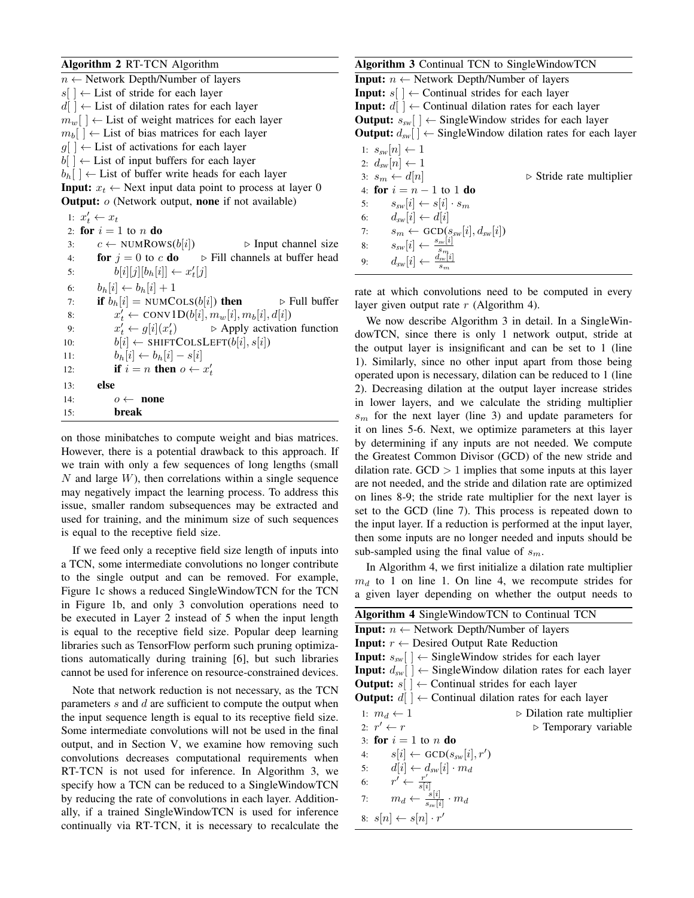**Algorithm 2** RT-TCN Algorithm

```
n ← Network Depth/Number of layers
s[ ] ← List of stride for each layer
d[ ] ← List of dilation rates for each layer
m_w[ ] ← List of weight matrices for each layer
m_b[ ] ← List of bias matrices for each layer
g[ ] ← List of activations for each layer
b[ ] ← List of input buffers for each layer
b_h[ ] ← List of buffer write heads for each layer
Input: x_t ← Next input data point to process at layer 0
Output: o (Network output, none if not available)
 1: x'_t ← x_t
 2: for i = 1 to n do
 3:     c ← NUMROWS(b[i])                         ▷ Input channel size
 4:     for j = 0 to c do                          ▷ Fill channels at buffer head
 5:         b[i][j][b_h[i]] ← x'_t[j]
 6:     b_h[i] ← b_h[i] + 1
 7:     if b_h[i] = NUMCOLS(b[i]) then             ▷ Full buffer
 8:         x'_t ← CONV1D(b[i], m_w[i], m_b[i], d[i])
 9:         x'_t ← g[i](x'_t)                      ▷ Apply activation function
10:         b[i] ← SHIFTCOLSLEFT(b[i], s[i])
11:         b_h[i] ← b_h[i] − s[i]
12:         if i = n then o ← x'_t
13:     else
14:         o ← none
15:         break
```

on those minibatches to compute weight and bias matrices. However, there is a potential drawback to this approach. If we train with only a few sequences of long lengths (small $N$ and large $W$), then correlations within a single sequence may negatively impact the learning process. To address this issue, smaller random subsequences may be extracted and used for training, and the minimum size of such sequences is equal to the receptive field size.

If we feed only a receptive field size length of inputs into a TCN, some intermediate convolutions no longer contribute to the single output and can be removed. For example, Figure 1c shows a reduced SingleWindowTCN for the TCN in Figure 1b, and only 3 convolution operations need to be executed in Layer 2 instead of 5 when the input length is equal to the receptive field size. Popular deep learning libraries such as TensorFlow perform such pruning optimizations automatically during training [6], but such libraries cannot be used for inference on resource-constrained devices.

Note that network reduction is not necessary, as the TCN parameters $s$ and $d$ are sufficient to compute the output when the input sequence length is equal to its receptive field size. Some intermediate convolutions will not be used in the final output, and in Section V, we examine how removing such convolutions decreases computational requirements when RT-TCN is not used for inference. In Algorithm 3, we specify how a TCN can be reduced to a SingleWindowTCN by reducing the rate of convolutions in each layer. Additionally, if a trained SingleWindowTCN is used for inference continually via RT-TCN, it is necessary to recalculate the

**Algorithm 3** Continual TCN to SingleWindowTCN

```
Input: n ← Network Depth/Number of layers
Input: s[ ] ← Continual strides for each layer
Input: d[ ] ← Continual dilation rates for each layer
Output: s_sw[ ] ← SingleWindow strides for each layer
Output: d_sw[ ] ← SingleWindow dilation rates for each layer
1: s_sw[n] ← 1
2: d_sw[n] ← 1
3: s_m ← d[n]                                  ▷ Stride rate multiplier
4: for i = n − 1 to 1 do
5:     s_sw[i] ← s[i] · s_m
6:     d_sw[i] ← d[i]
7:     s_m ← GCD(s_sw[i], d_sw[i])
8:     s_sw[i] ← s_sw[i] / s_m
9:     d_sw[i] ← d_sw[i] / s_m
```

rate at which convolutions need to be computed in every layer given output rate $r$ (Algorithm 4).

We now describe Algorithm 3 in detail. In a SingleWindowTCN, since there is only 1 network output, stride at the output layer is insignificant and can be set to 1 (line 1). Similarly, since no other input apart from those being operated upon is necessary, dilation can be reduced to 1 (line 2). Decreasing dilation at the output layer increase strides in lower layers, and we calculate the striding multiplier $s_m$ for the next layer (line 3) and update parameters for it on lines 5-6. Next, we optimize parameters at this layer by determining if any inputs are not needed. We compute the Greatest Common Divisor (GCD) of the new stride and dilation rate. GCD $> 1$ implies that some inputs at this layer are not needed, and the stride and dilation rate are optimized on lines 8-9; the stride rate multiplier for the next layer is set to the GCD (line 7). This process is repeated down to the input layer. If a reduction is performed at the input layer, then some inputs are no longer needed and inputs should be sub-sampled using the final value of $s_m$.

In Algorithm 4, we first initialize a dilation rate multiplier $m_d$ to 1 on line 1. On line 4, we recompute strides for a given layer depending on whether the output needs to

**Algorithm 4** SingleWindowTCN to Continual TCN

```
Input: n ← Network Depth/Number of layers
Input: r ← Desired Output Rate Reduction
Input: s_sw[ ] ← SingleWindow strides for each layer
Input: d_sw[ ] ← SingleWindow dilation rates for each layer
Output: s[ ] ← Continual strides for each layer
Output: d[ ] ← Continual dilation rates for each layer
1: m_d ← 1                                     ▷ Dilation rate multiplier
2: r' ← r                                      ▷ Temporary variable
3: for i = 1 to n do
4:     s[i] ← GCD(s_sw[i], r')
5:     d[i] ← d_sw[i] · m_d
6:     r' ← r' / s[i]
7:     m_d ← (s[i] / s_sw[i]) · m_d
8: s[n] ← s[n] · r'
```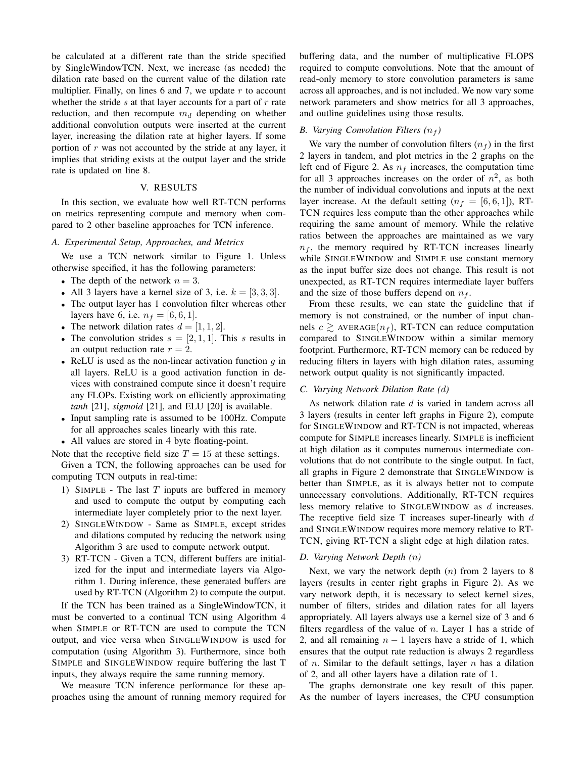be calculated at a different rate than the stride specified by SingleWindowTCN. Next, we increase (as needed) the dilation rate based on the current value of the dilation rate multiplier. Finally, on lines 6 and 7, we update $r$ to account whether the stride $s$ at that layer accounts for a part of $r$ rate reduction, and then recompute $m_d$ depending on whether additional convolution outputs were inserted at the current layer, increasing the dilation rate at higher layers. If some portion of $r$ was not accounted by the stride at any layer, it implies that striding exists at the output layer and the stride rate is updated on line 8.

## V. RESULTS

In this section, we evaluate how well RT-TCN performs on metrics representing compute and memory when compared to 2 other baseline approaches for TCN inference.

### A. Experimental Setup, Approaches, and Metrics

We use a TCN network similar to Figure 1. Unless otherwise specified, it has the following parameters:

- The depth of the network $n = 3$.
- All 3 layers have a kernel size of 3, i.e. $k = [3, 3, 3]$.
- The output layer has 1 convolution filter whereas other layers have 6, i.e. $n_f = [6, 6, 1]$.
- The network dilation rates $d = [1, 1, 2]$.
- The convolution strides $s = [2, 1, 1]$. This $s$ results in an output reduction rate $r = 2$.
- ReLU is used as the non-linear activation function $g$ in all layers. ReLU is a good activation function in devices with constrained compute since it doesn't require any FLOPs. Existing work on efficiently approximating *tanh* [21], *sigmoid* [21], and ELU [20] is available.
- Input sampling rate is assumed to be 100Hz. Compute for all approaches scales linearly with this rate.
- All values are stored in 4 byte floating-point.

Note that the receptive field size $T = 15$ at these settings.

Given a TCN, the following approaches can be used for computing TCN outputs in real-time:

1) SIMPLE - The last $T$ inputs are buffered in memory and used to compute the output by computing each intermediate layer completely prior to the next layer.
2) SINGLEWINDOW - Same as SIMPLE, except strides and dilations computed by reducing the network using Algorithm 3 are used to compute network output.
3) RT-TCN - Given a TCN, different buffers are initialized for the input and intermediate layers via Algorithm 1. During inference, these generated buffers are used by RT-TCN (Algorithm 2) to compute the output.

If the TCN has been trained as a SingleWindowTCN, it must be converted to a continual TCN using Algorithm 4 when SIMPLE or RT-TCN are used to compute the TCN output, and vice versa when SINGLEWINDOW is used for computation (using Algorithm 3). Furthermore, since both SIMPLE and SINGLEWINDOW require buffering the last T inputs, they always require the same running memory.

We measure TCN inference performance for these approaches using the amount of running memory required for buffering data, and the number of multiplicative FLOPS required to compute convolutions. Note that the amount of read-only memory to store convolution parameters is same across all approaches, and is not included. We now vary some network parameters and show metrics for all 3 approaches, and outline guidelines using those results.

### B. Varying Convolution Filters ($n_f$)

We vary the number of convolution filters ($n_f$) in the first 2 layers in tandem, and plot metrics in the 2 graphs on the left end of Figure 2. As $n_f$ increases, the computation time for all 3 approaches increases on the order of $n^2$, as both the number of individual convolutions and inputs at the next layer increase. At the default setting ($n_f = [6, 6, 1]$), RT-TCN requires less compute than the other approaches while requiring the same amount of memory. While the relative ratios between the approaches are maintained as we vary $n_f$, the memory required by RT-TCN increases linearly while SINGLEWINDOW and SIMPLE use constant memory as the input buffer size does not change. This result is not unexpected, as RT-TCN requires intermediate layer buffers and the size of those buffers depend on $n_f$.

From these results, we can state the guideline that if memory is not constrained, or the number of input channels $c \gtrsim \text{AVERAGE}(n_f)$, RT-TCN can reduce computation compared to SINGLEWINDOW within a similar memory footprint. Furthermore, RT-TCN memory can be reduced by reducing filters in layers with high dilation rates, assuming network output quality is not significantly impacted.

### C. Varying Network Dilation Rate ($d$)

As network dilation rate $d$ is varied in tandem across all 3 layers (results in center left graphs in Figure 2), compute for SINGLEWINDOW and RT-TCN is not impacted, whereas compute for SIMPLE increases linearly. SIMPLE is inefficient at high dilation as it computes numerous intermediate convolutions that do not contribute to the single output. In fact, all graphs in Figure 2 demonstrate that SINGLEWINDOW is better than SIMPLE, as it is always better not to compute unnecessary convolutions. Additionally, RT-TCN requires less memory relative to SINGLEWINDOW as $d$ increases. The receptive field size T increases super-linearly with $d$ and SINGLEWINDOW requires more memory relative to RT-TCN, giving RT-TCN a slight edge at high dilation rates.

### D. Varying Network Depth ($n$)

Next, we vary the network depth ($n$) from 2 layers to 8 layers (results in center right graphs in Figure 2). As we vary network depth, it is necessary to select kernel sizes, number of filters, strides and dilation rates for all layers appropriately. All layers always use a kernel size of 3 and 6 filters regardless of the value of $n$. Layer 1 has a stride of 2, and all remaining $n - 1$ layers have a stride of 1, which ensures that the output rate reduction is always 2 regardless of $n$. Similar to the default settings, layer $n$ has a dilation of 2, and all other layers have a dilation rate of 1.

The graphs demonstrate one key result of this paper. As the number of layers increases, the CPU consumption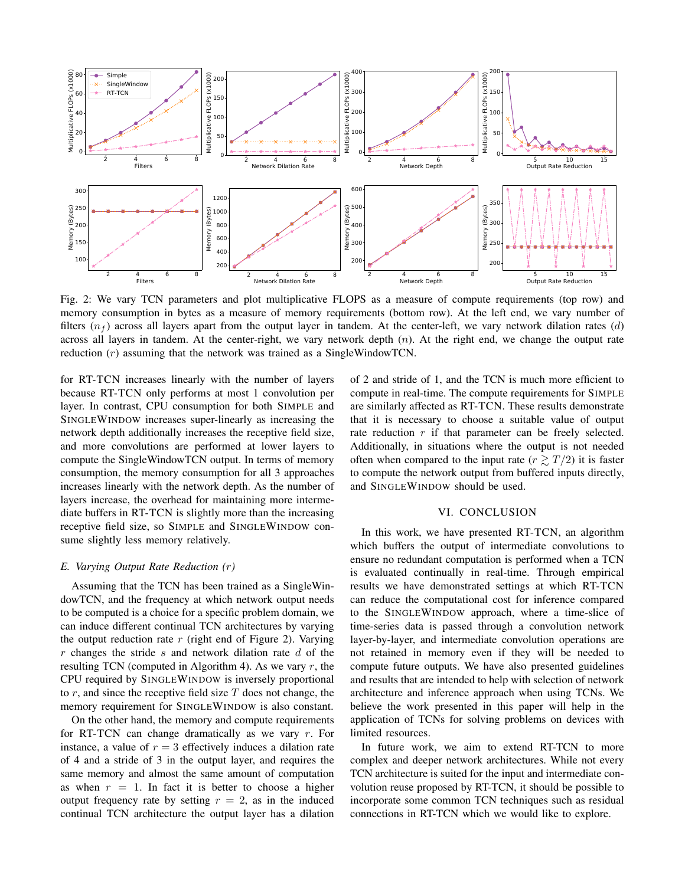Fig. 2: We vary TCN parameters and plot multiplicative FLOPS as a measure of compute requirements (top row) and memory consumption in bytes as a measure of memory requirements (bottom row). At the left end, we vary number of filters ($n_f$) across all layers apart from the output layer in tandem. At the center-left, we vary network dilation rates ($d$) across all layers in tandem. At the center-right, we vary network depth ($n$). At the right end, we change the output rate reduction ($r$) assuming that the network was trained as a SingleWindowTCN.

for RT-TCN increases linearly with the number of layers because RT-TCN only performs at most 1 convolution per layer. In contrast, CPU consumption for both SIMPLE and SINGLEWINDOW increases super-linearly as increasing the network depth additionally increases the receptive field size, and more convolutions are performed at lower layers to compute the SingleWindowTCN output. In terms of memory consumption, the memory consumption for all 3 approaches increases linearly with the network depth. As the number of layers increase, the overhead for maintaining more intermediate buffers in RT-TCN is slightly more than the increasing receptive field size, so SIMPLE and SINGLEWINDOW consume slightly less memory relatively.

### E. Varying Output Rate Reduction ($r$)

Assuming that the TCN has been trained as a SingleWindowTCN, and the frequency at which network output needs to be computed is a choice for a specific problem domain, we can induce different continual TCN architectures by varying the output reduction rate $r$ (right end of Figure 2). Varying $r$ changes the stride $s$ and network dilation rate $d$ of the resulting TCN (computed in Algorithm 4). As we vary $r$, the CPU required by SINGLEWINDOW is inversely proportional to $r$, and since the receptive field size $T$ does not change, the memory requirement for SINGLEWINDOW is also constant.

On the other hand, the memory and compute requirements for RT-TCN can change dramatically as we vary $r$. For instance, a value of $r = 3$ effectively induces a dilation rate of 4 and a stride of 3 in the output layer, and requires the same memory and almost the same amount of computation as when $r = 1$. In fact it is better to choose a higher output frequency rate by setting $r = 2$, as in the induced continual TCN architecture the output layer has a dilation of 2 and stride of 1, and the TCN is much more efficient to compute in real-time. The compute requirements for SIMPLE are similarly affected as RT-TCN. These results demonstrate that it is necessary to choose a suitable value of output rate reduction $r$ if that parameter can be freely selected. Additionally, in situations where the output is not needed often when compared to the input rate ($r \gtrsim T/2$) it is faster to compute the network output from buffered inputs directly, and SINGLEWINDOW should be used.

## VI. CONCLUSION

In this work, we have presented RT-TCN, an algorithm which buffers the output of intermediate convolutions to ensure no redundant computation is performed when a TCN is evaluated continually in real-time. Through empirical results we have demonstrated settings at which RT-TCN can reduce the computational cost for inference compared to the SINGLEWINDOW approach, where a time-slice of time-series data is passed through a convolution network layer-by-layer, and intermediate convolution operations are not retained in memory even if they will be needed to compute future outputs. We have also presented guidelines and results that are intended to help with selection of network architecture and inference approach when using TCNs. We believe the work presented in this paper will help in the application of TCNs for solving problems on devices with limited resources.

In future work, we aim to extend RT-TCN to more complex and deeper network architectures. While not every TCN architecture is suited for the input and intermediate convolution reuse proposed by RT-TCN, it should be possible to incorporate some common TCN techniques such as residual connections in RT-TCN which we would like to explore.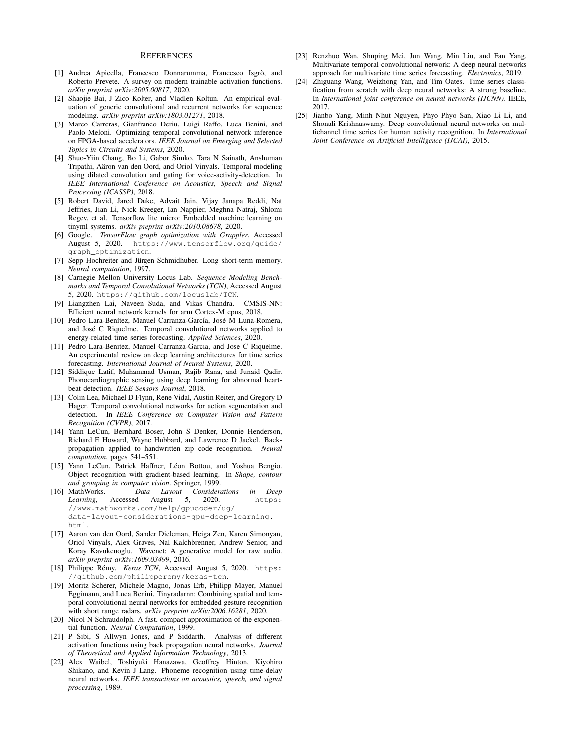# References

[1] Andrea Apicella, Francesco Donnarumma, Francesco Isgrò, and Roberto Prevete. A survey on modern trainable activation functions. *arXiv preprint arXiv:2005.00817*, 2020.

[2] Shaojie Bai, J Zico Kolter, and Vladlen Koltun. An empirical evaluation of generic convolutional and recurrent networks for sequence modeling. *arXiv preprint arXiv:1803.01271*, 2018.

[3] Marco Carreras, Gianfranco Deriu, Luigi Raffo, Luca Benini, and Paolo Meloni. Optimizing temporal convolutional network inference on FPGA-based accelerators. *IEEE Journal on Emerging and Selected Topics in Circuits and Systems*, 2020.

[4] Shuo-Yiin Chang, Bo Li, Gabor Simko, Tara N Sainath, Anshuman Tripathi, Aäron van den Oord, and Oriol Vinyals. Temporal modeling using dilated convolution and gating for voice-activity-detection. In *IEEE International Conference on Acoustics, Speech and Signal Processing (ICASSP)*, 2018.

[5] Robert David, Jared Duke, Advait Jain, Vijay Janapa Reddi, Nat Jeffries, Jian Li, Nick Kreeger, Ian Nappier, Meghna Natraj, Shlomi Regev, et al. Tensorflow lite micro: Embedded machine learning on tinyml systems. *arXiv preprint arXiv:2010.08678*, 2020.

[6] Google. *TensorFlow graph optimization with Grappler*, Accessed August 5, 2020. https://www.tensorflow.org/guide/graph_optimization.

[7] Sepp Hochreiter and Jürgen Schmidhuber. Long short-term memory. *Neural computation*, 1997.

[8] Carnegie Mellon University Locus Lab. *Sequence Modeling Benchmarks and Temporal Convolutional Networks (TCN)*, Accessed August 5, 2020. https://github.com/locuslab/TCN.

[9] Liangzhen Lai, Naveen Suda, and Vikas Chandra. CMSIS-NN: Efficient neural network kernels for arm Cortex-M cpus, 2018.

[10] Pedro Lara-Benítez, Manuel Carranza-García, José M Luna-Romera, and José C Riquelme. Temporal convolutional networks applied to energy-related time series forecasting. *Applied Sciences*, 2020.

[11] Pedro Lara-Benıtez, Manuel Carranza-Garcıa, and Jose C Riquelme. An experimental review on deep learning architectures for time series forecasting. *International Journal of Neural Systems*, 2020.

[12] Siddique Latif, Muhammad Usman, Rajib Rana, and Junaid Qadir. Phonocardiographic sensing using deep learning for abnormal heartbeat detection. *IEEE Sensors Journal*, 2018.

[13] Colin Lea, Michael D Flynn, Rene Vidal, Austin Reiter, and Gregory D Hager. Temporal convolutional networks for action segmentation and detection. In *IEEE Conference on Computer Vision and Pattern Recognition (CVPR)*, 2017.

[14] Yann LeCun, Bernhard Boser, John S Denker, Donnie Henderson, Richard E Howard, Wayne Hubbard, and Lawrence D Jackel. Backpropagation applied to handwritten zip code recognition. *Neural computation*, pages 541–551.

[15] Yann LeCun, Patrick Haffner, Léon Bottou, and Yoshua Bengio. Object recognition with gradient-based learning. In *Shape, contour and grouping in computer vision*. Springer, 1999.

[16] MathWorks. *Data Layout Considerations in Deep Learning*, Accessed August 5, 2020. https://www.mathworks.com/help/gpucoder/ug/data-layout-considerations-gpu-deep-learning.html.

[17] Aaron van den Oord, Sander Dieleman, Heiga Zen, Karen Simonyan, Oriol Vinyals, Alex Graves, Nal Kalchbrenner, Andrew Senior, and Koray Kavukcuoglu. Wavenet: A generative model for raw audio. *arXiv preprint arXiv:1609.03499*, 2016.

[18] Philippe Rémy. *Keras TCN*, Accessed August 5, 2020. https://github.com/philipperemy/keras-tcn.

[19] Moritz Scherer, Michele Magno, Jonas Erb, Philipp Mayer, Manuel Eggimann, and Luca Benini. Tinyradarnn: Combining spatial and temporal convolutional neural networks for embedded gesture recognition with short range radars. *arXiv preprint arXiv:2006.16281*, 2020.

[20] Nicol N Schraudolph. A fast, compact approximation of the exponential function. *Neural Computation*, 1999.

[21] P Sibi, S Allwyn Jones, and P Siddarth. Analysis of different activation functions using back propagation neural networks. *Journal of Theoretical and Applied Information Technology*, 2013.

[22] Alex Waibel, Toshiyuki Hanazawa, Geoffrey Hinton, Kiyohiro Shikano, and Kevin J Lang. Phoneme recognition using time-delay neural networks. *IEEE transactions on acoustics, speech, and signal processing*, 1989.

[23] Renzhuo Wan, Shuping Mei, Jun Wang, Min Liu, and Fan Yang. Multivariate temporal convolutional network: A deep neural networks approach for multivariate time series forecasting. *Electronics*, 2019.

[24] Zhiguang Wang, Weizhong Yan, and Tim Oates. Time series classification from scratch with deep neural networks: A strong baseline. In *International joint conference on neural networks (IJCNN)*. IEEE, 2017.

[25] Jianbo Yang, Minh Nhut Nguyen, Phyo Phyo San, Xiao Li Li, and Shonali Krishnaswamy. Deep convolutional neural networks on multichannel time series for human activity recognition. In *International Joint Conference on Artificial Intelligence (IJCAI)*, 2015.